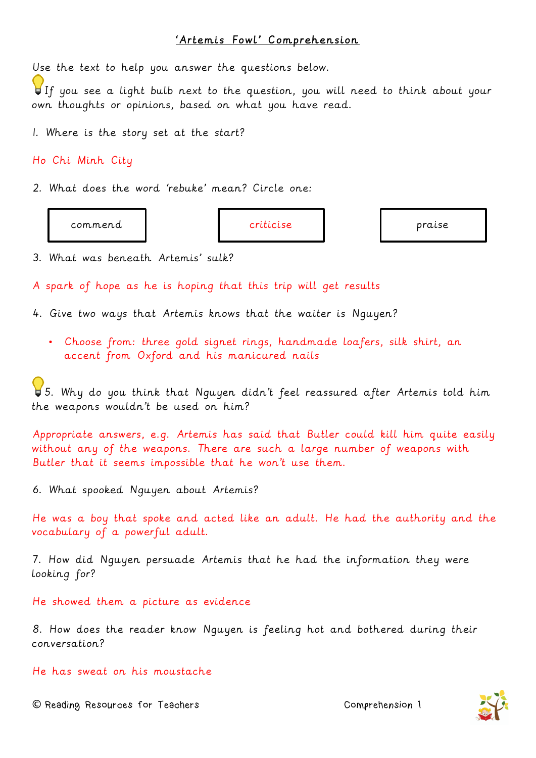# 'Artemis Fowl' Comprehension

Use the text to help you answer the questions below.

If you see a light bulb next to the question, you will need to think about your own thoughts or opinions, based on what you have read.

1. Where is the story set at the start?

Ho Chi Minh City

2. What does the word 'rebuke' mean? Circle one:

| commend | criticise | praise |
|---|---|---|

3. What was beneath Artemis' sulk?

A spark of hope as he is hoping that this trip will get results

4. Give two ways that Artemis knows that the waiter is Nguyen?

- Choose from: three gold signet rings, handmade loafers, silk shirt, an accent from Oxford and his manicured nails

5. Why do you think that Nguyen didn't feel reassured after Artemis told him the weapons wouldn't be used on him?

Appropriate answers, e.g. Artemis has said that Butler could kill him quite easily without any of the weapons. There are such a large number of weapons with Butler that it seems impossible that he won't use them.

6. What spooked Nguyen about Artemis?

He was a boy that spoke and acted like an adult. He had the authority and the vocabulary of a powerful adult.

7. How did Nguyen persuade Artemis that he had the information they were looking for?

He showed them a picture as evidence

8. How does the reader know Nguyen is feeling hot and bothered during their conversation?

He has sweat on his moustache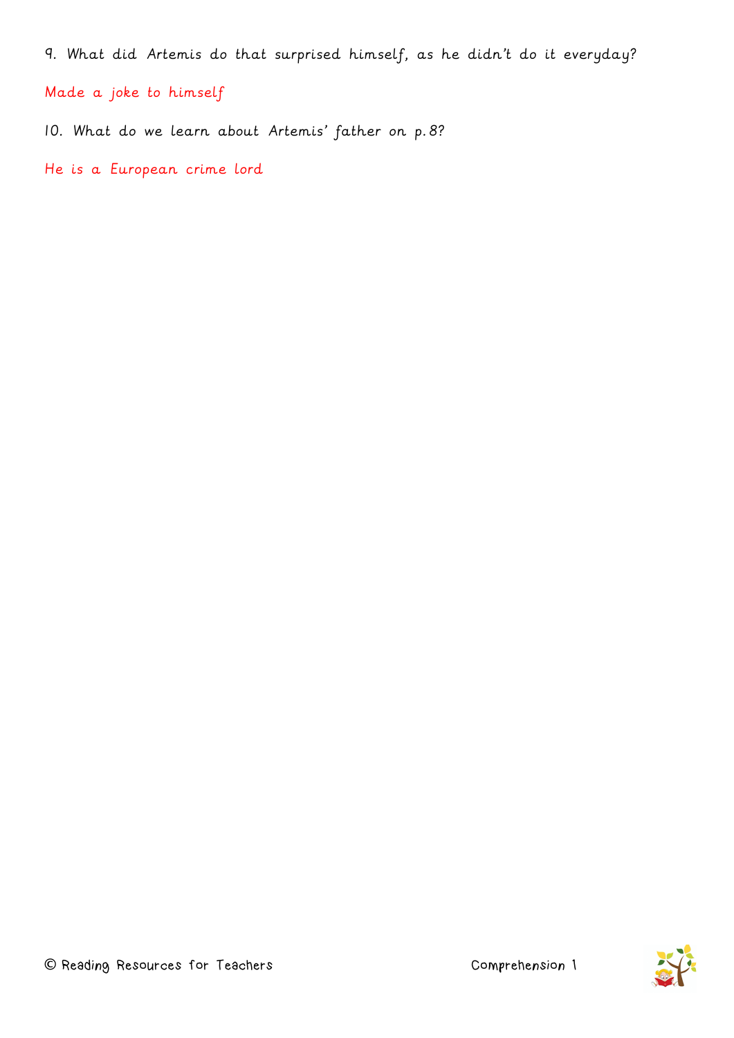9. What did Artemis do that surprised himself, as he didn't do it everyday?

Made a joke to himself

10. What do we learn about Artemis' father on p.8?

He is a European crime lord